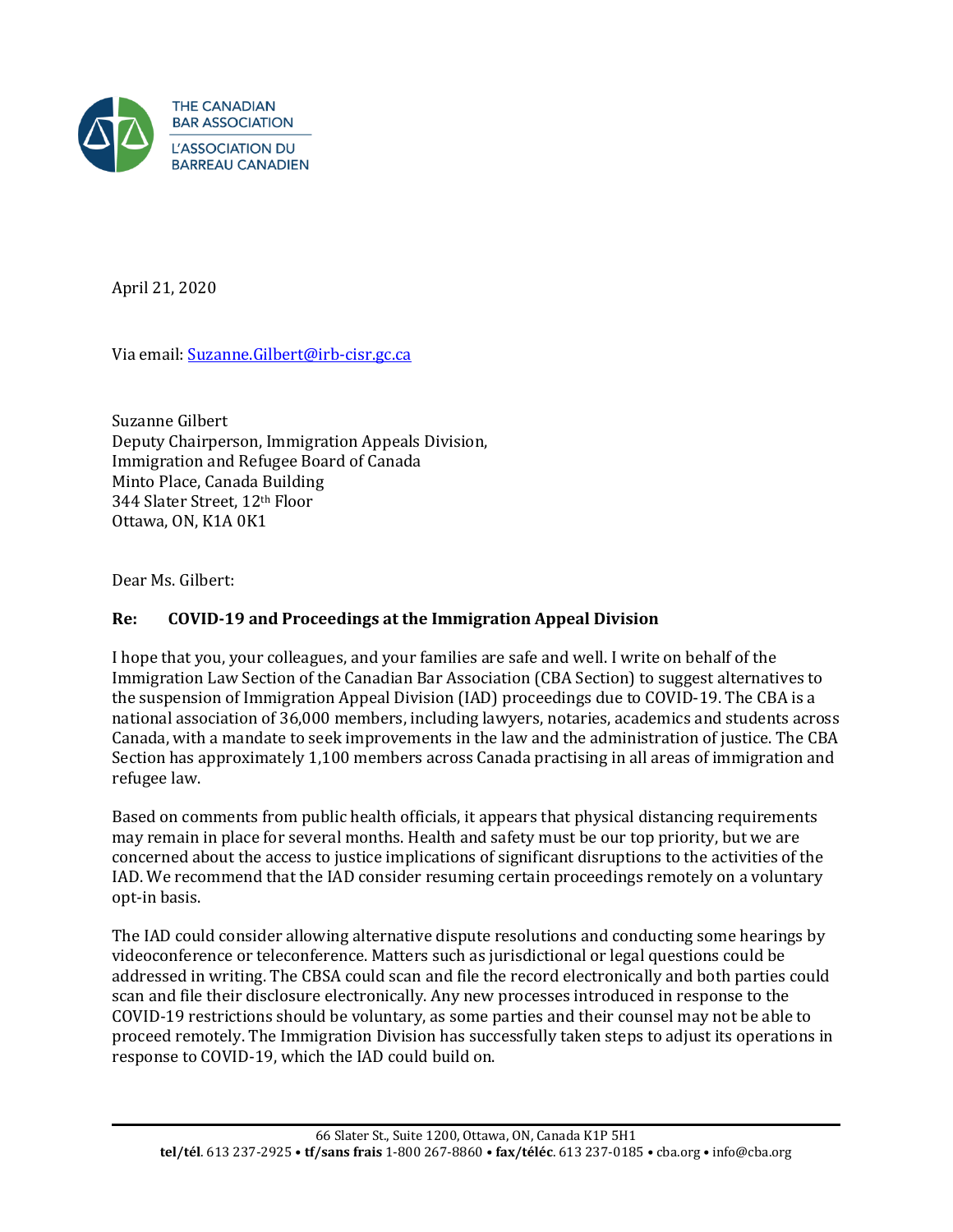THE CANADIAN BAR ASSOCIATION

L'ASSOCIATION DU BARREAU CANADIEN

April 21, 2020

Via email: Suzanne.Gilbert@irb-cisr.gc.ca

Suzanne Gilbert
Deputy Chairperson, Immigration Appeals Division,
Immigration and Refugee Board of Canada
Minto Place, Canada Building
344 Slater Street, 12th Floor
Ottawa, ON, K1A 0K1

Dear Ms. Gilbert:

**Re: COVID-19 and Proceedings at the Immigration Appeal Division**

I hope that you, your colleagues, and your families are safe and well. I write on behalf of the Immigration Law Section of the Canadian Bar Association (CBA Section) to suggest alternatives to the suspension of Immigration Appeal Division (IAD) proceedings due to COVID-19. The CBA is a national association of 36,000 members, including lawyers, notaries, academics and students across Canada, with a mandate to seek improvements in the law and the administration of justice. The CBA Section has approximately 1,100 members across Canada practising in all areas of immigration and refugee law.

Based on comments from public health officials, it appears that physical distancing requirements may remain in place for several months. Health and safety must be our top priority, but we are concerned about the access to justice implications of significant disruptions to the activities of the IAD. We recommend that the IAD consider resuming certain proceedings remotely on a voluntary opt-in basis.

The IAD could consider allowing alternative dispute resolutions and conducting some hearings by videoconference or teleconference. Matters such as jurisdictional or legal questions could be addressed in writing. The CBSA could scan and file the record electronically and both parties could scan and file their disclosure electronically. Any new processes introduced in response to the COVID-19 restrictions should be voluntary, as some parties and their counsel may not be able to proceed remotely. The Immigration Division has successfully taken steps to adjust its operations in response to COVID-19, which the IAD could build on.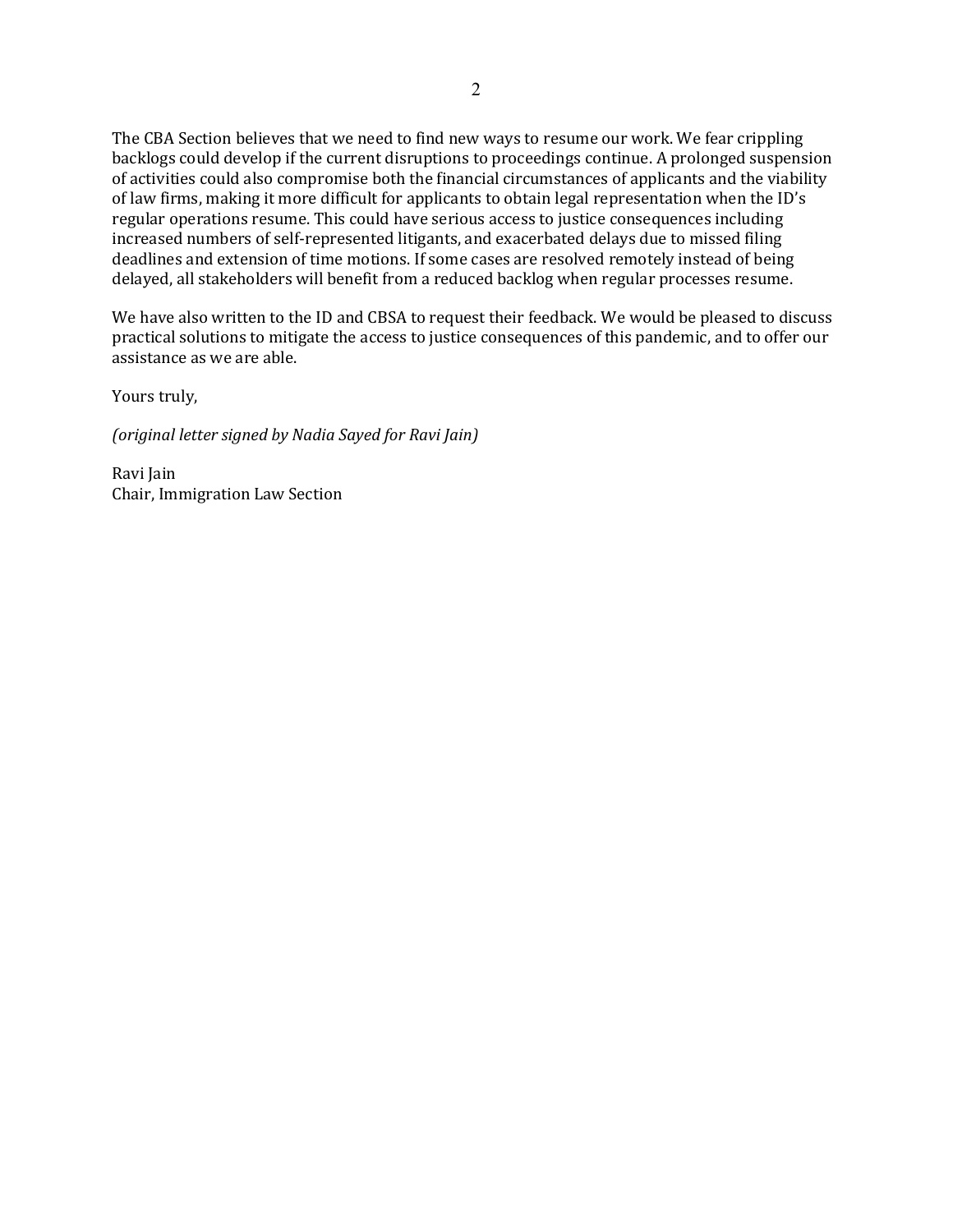The CBA Section believes that we need to find new ways to resume our work. We fear crippling backlogs could develop if the current disruptions to proceedings continue. A prolonged suspension of activities could also compromise both the financial circumstances of applicants and the viability of law firms, making it more difficult for applicants to obtain legal representation when the ID's regular operations resume. This could have serious access to justice consequences including increased numbers of self-represented litigants, and exacerbated delays due to missed filing deadlines and extension of time motions. If some cases are resolved remotely instead of being delayed, all stakeholders will benefit from a reduced backlog when regular processes resume.

We have also written to the ID and CBSA to request their feedback. We would be pleased to discuss practical solutions to mitigate the access to justice consequences of this pandemic, and to offer our assistance as we are able.

Yours truly,

*(original letter signed by Nadia Sayed for Ravi Jain)*

Ravi Jain
Chair, Immigration Law Section